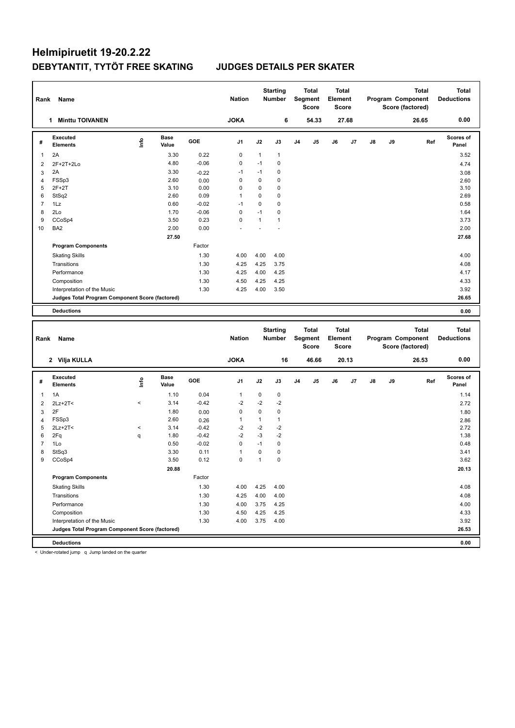# Helmipiruetit 19-20.2.22

## DEBYTANTIT, TYTÖT FREE SKATING JUDGES DETAILS PER SKATER

| Rank | Name | Nation | Starting Number | Total Segment Score | Total Element Score | Total Program Component Score (factored) | Total Deductions |
|---|---|---|---|---|---|---|---|
| 1 | Minttu TOIVANEN | JOKA | 6 | 54.33 | 27.68 | 26.65 | 0.00 |

| # | Executed Elements | Info | Base Value | GOE | J1 | J2 | J3 | J4 | J5 | J6 | J7 | J8 | J9 | Ref | Scores of Panel |
|---|---|---|---|---|---|---|---|---|---|---|---|---|---|---|---|
| 1 | 2A | | 3.30 | 0.22 | 0 | 1 | 1 | | | | | | | | 3.52 |
| 2 | 2F+2T+2Lo | | 4.80 | -0.06 | 0 | -1 | 0 | | | | | | | | 4.74 |
| 3 | 2A | | 3.30 | -0.22 | -1 | -1 | 0 | | | | | | | | 3.08 |
| 4 | FSSp3 | | 2.60 | 0.00 | 0 | 0 | 0 | | | | | | | | 2.60 |
| 5 | 2F+2T | | 3.10 | 0.00 | 0 | 0 | 0 | | | | | | | | 3.10 |
| 6 | StSq2 | | 2.60 | 0.09 | 1 | 0 | 0 | | | | | | | | 2.69 |
| 7 | 1Lz | | 0.60 | -0.02 | -1 | 0 | 0 | | | | | | | | 0.58 |
| 8 | 2Lo | | 1.70 | -0.06 | 0 | -1 | 0 | | | | | | | | 1.64 |
| 9 | CCoSp4 | | 3.50 | 0.23 | 0 | 1 | 1 | | | | | | | | 3.73 |
| 10 | BA2 | | 2.00 | 0.00 | - | - | - | | | | | | | | 2.00 |
| | | | 27.50 | | | | | | | | | | | | 27.68 |
| | **Program Components** | | | Factor | | | | | | | | | | | |
| | Skating Skills | | | 1.30 | 4.00 | 4.00 | 4.00 | | | | | | | | 4.00 |
| | Transitions | | | 1.30 | 4.25 | 4.25 | 3.75 | | | | | | | | 4.08 |
| | Performance | | | 1.30 | 4.25 | 4.00 | 4.25 | | | | | | | | 4.17 |
| | Composition | | | 1.30 | 4.50 | 4.25 | 4.25 | | | | | | | | 4.33 |
| | Interpretation of the Music | | | 1.30 | 4.25 | 4.00 | 3.50 | | | | | | | | 3.92 |
| | **Judges Total Program Component Score (factored)** | | | | | | | | | | | | | | 26.65 |
| | **Deductions** | | | | | | | | | | | | | | 0.00 |

| Rank | Name | Nation | Starting Number | Total Segment Score | Total Element Score | Total Program Component Score (factored) | Total Deductions |
|---|---|---|---|---|---|---|---|
| 2 | Vilja KULLA | JOKA | 16 | 46.66 | 20.13 | 26.53 | 0.00 |

| # | Executed Elements | Info | Base Value | GOE | J1 | J2 | J3 | J4 | J5 | J6 | J7 | J8 | J9 | Ref | Scores of Panel |
|---|---|---|---|---|---|---|---|---|---|---|---|---|---|---|---|
| 1 | 1A | | 1.10 | 0.04 | 1 | 0 | 0 | | | | | | | | 1.14 |
| 2 | 2Lz+2T< | < | 3.14 | -0.42 | -2 | -2 | -2 | | | | | | | | 2.72 |
| 3 | 2F | | 1.80 | 0.00 | 0 | 0 | 0 | | | | | | | | 1.80 |
| 4 | FSSp3 | | 2.60 | 0.26 | 1 | 1 | 1 | | | | | | | | 2.86 |
| 5 | 2Lz+2T< | < | 3.14 | -0.42 | -2 | -2 | -2 | | | | | | | | 2.72 |
| 6 | 2Fq | q | 1.80 | -0.42 | -2 | -3 | -2 | | | | | | | | 1.38 |
| 7 | 1Lo | | 0.50 | -0.02 | 0 | -1 | 0 | | | | | | | | 0.48 |
| 8 | StSq3 | | 3.30 | 0.11 | 1 | 0 | 0 | | | | | | | | 3.41 |
| 9 | CCoSp4 | | 3.50 | 0.12 | 0 | 1 | 0 | | | | | | | | 3.62 |
| | | | 20.88 | | | | | | | | | | | | 20.13 |
| | **Program Components** | | | Factor | | | | | | | | | | | |
| | Skating Skills | | | 1.30 | 4.00 | 4.25 | 4.00 | | | | | | | | 4.08 |
| | Transitions | | | 1.30 | 4.25 | 4.00 | 4.00 | | | | | | | | 4.08 |
| | Performance | | | 1.30 | 4.00 | 3.75 | 4.25 | | | | | | | | 4.00 |
| | Composition | | | 1.30 | 4.50 | 4.25 | 4.25 | | | | | | | | 4.33 |
| | Interpretation of the Music | | | 1.30 | 4.00 | 3.75 | 4.00 | | | | | | | | 3.92 |
| | **Judges Total Program Component Score (factored)** | | | | | | | | | | | | | | 26.53 |
| | **Deductions** | | | | | | | | | | | | | | 0.00 |

< Under-rotated jump q Jump landed on the quarter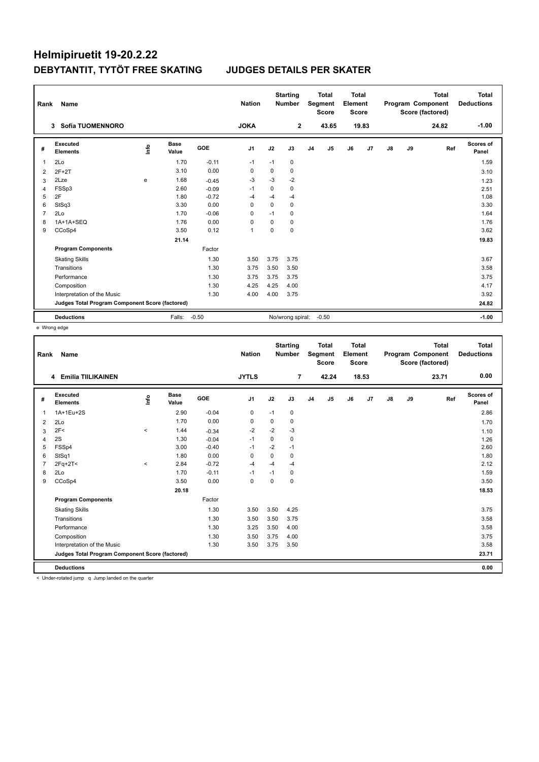# Helmipiruetit 19-20.2.22

## DEBYTANTIT, TYTÖT FREE SKATING JUDGES DETAILS PER SKATER

| Rank | Name | Nation | Starting Number | Total Segment Score | Total Element Score | Total Program Component Score (factored) | Total Deductions |
|---|---|---|---|---|---|---|---|
| 3 | Sofia TUOMENNORO | JOKA | 2 | 43.65 | 19.83 | 24.82 | -1.00 |

| # | Executed Elements | Info | Base Value | GOE | J1 | J2 | J3 | J4 | J5 | J6 | J7 | J8 | J9 | Ref | Scores of Panel |
|---|---|---|---|---|---|---|---|---|---|---|---|---|---|---|---|
| 1 | 2Lo | | 1.70 | -0.11 | -1 | -1 | 0 | | | | | | | | 1.59 |
| 2 | 2F+2T | | 3.10 | 0.00 | 0 | 0 | 0 | | | | | | | | 3.10 |
| 3 | 2Lze | e | 1.68 | -0.45 | -3 | -3 | -2 | | | | | | | | 1.23 |
| 4 | FSSp3 | | 2.60 | -0.09 | -1 | 0 | 0 | | | | | | | | 2.51 |
| 5 | 2F | | 1.80 | -0.72 | -4 | -4 | -4 | | | | | | | | 1.08 |
| 6 | StSq3 | | 3.30 | 0.00 | 0 | 0 | 0 | | | | | | | | 3.30 |
| 7 | 2Lo | | 1.70 | -0.06 | 0 | -1 | 0 | | | | | | | | 1.64 |
| 8 | 1A+1A+SEQ | | 1.76 | 0.00 | 0 | 0 | 0 | | | | | | | | 1.76 |
| 9 | CCoSp4 | | 3.50 | 0.12 | 1 | 0 | 0 | | | | | | | | 3.62 |
| | | | 21.14 | | | | | | | | | | | | 19.83 |
| | **Program Components** | | | Factor | | | | | | | | | | | |
| | Skating Skills | | | 1.30 | 3.50 | 3.75 | 3.75 | | | | | | | | 3.67 |
| | Transitions | | | 1.30 | 3.75 | 3.50 | 3.50 | | | | | | | | 3.58 |
| | Performance | | | 1.30 | 3.75 | 3.75 | 3.75 | | | | | | | | 3.75 |
| | Composition | | | 1.30 | 4.25 | 4.25 | 4.00 | | | | | | | | 4.17 |
| | Interpretation of the Music | | | 1.30 | 4.00 | 4.00 | 3.75 | | | | | | | | 3.92 |
| | **Judges Total Program Component Score (factored)** | | | | | | | | | | | | | | 24.82 |
| | **Deductions** | | Falls: | -0.50 | | No/wrong spiral: | -0.50 | | | | | | | | -1.00 |

e Wrong edge

| Rank | Name | Nation | Starting Number | Total Segment Score | Total Element Score | Total Program Component Score (factored) | Total Deductions |
|---|---|---|---|---|---|---|---|
| 4 | Emilia TIILIKAINEN | JYTLS | 7 | 42.24 | 18.53 | 23.71 | 0.00 |

| # | Executed Elements | Info | Base Value | GOE | J1 | J2 | J3 | J4 | J5 | J6 | J7 | J8 | J9 | Ref | Scores of Panel |
|---|---|---|---|---|---|---|---|---|---|---|---|---|---|---|---|
| 1 | 1A+1Eu+2S | | 2.90 | -0.04 | 0 | -1 | 0 | | | | | | | | 2.86 |
| 2 | 2Lo | | 1.70 | 0.00 | 0 | 0 | 0 | | | | | | | | 1.70 |
| 3 | 2F< | < | 1.44 | -0.34 | -2 | -2 | -3 | | | | | | | | 1.10 |
| 4 | 2S | | 1.30 | -0.04 | -1 | 0 | 0 | | | | | | | | 1.26 |
| 5 | FSSp4 | | 3.00 | -0.40 | -1 | -2 | -1 | | | | | | | | 2.60 |
| 6 | StSq1 | | 1.80 | 0.00 | 0 | 0 | 0 | | | | | | | | 1.80 |
| 7 | 2Fq+2T< | < | 2.84 | -0.72 | -4 | -4 | -4 | | | | | | | | 2.12 |
| 8 | 2Lo | | 1.70 | -0.11 | -1 | -1 | 0 | | | | | | | | 1.59 |
| 9 | CCoSp4 | | 3.50 | 0.00 | 0 | 0 | 0 | | | | | | | | 3.50 |
| | | | 20.18 | | | | | | | | | | | | 18.53 |
| | **Program Components** | | | Factor | | | | | | | | | | | |
| | Skating Skills | | | 1.30 | 3.50 | 3.50 | 4.25 | | | | | | | | 3.75 |
| | Transitions | | | 1.30 | 3.50 | 3.50 | 3.75 | | | | | | | | 3.58 |
| | Performance | | | 1.30 | 3.25 | 3.50 | 4.00 | | | | | | | | 3.58 |
| | Composition | | | 1.30 | 3.50 | 3.75 | 4.00 | | | | | | | | 3.75 |
| | Interpretation of the Music | | | 1.30 | 3.50 | 3.75 | 3.50 | | | | | | | | 3.58 |
| | **Judges Total Program Component Score (factored)** | | | | | | | | | | | | | | 23.71 |
| | **Deductions** | | | | | | | | | | | | | | 0.00 |

< Under-rotated jump q Jump landed on the quarter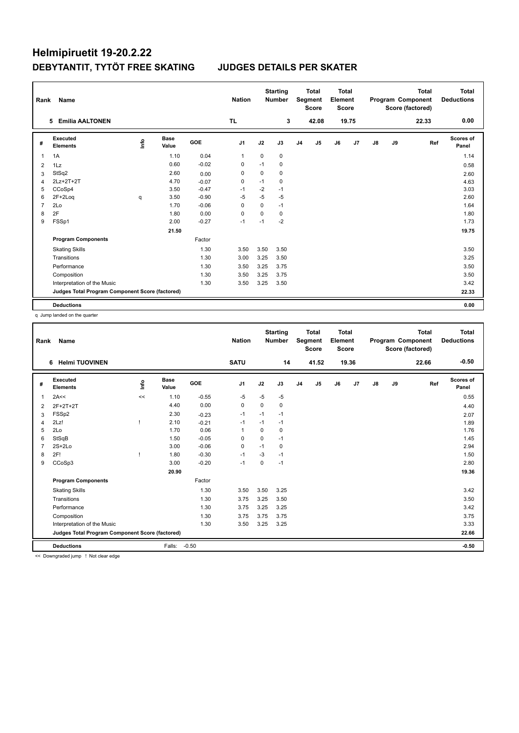# Helmipiruetit 19-20.2.22

## DEBYTANTIT, TYTÖT FREE SKATING    JUDGES DETAILS PER SKATER

| Rank | Name | Nation | Starting Number | Total Segment Score | Total Element Score | Total Program Component Score (factored) | Total Deductions |
|---|---|---|---|---|---|---|---|
| 5 | Emilia AALTONEN | TL | 3 | 42.08 | 19.75 | 22.33 | 0.00 |

| # | Executed Elements | Info | Base Value | GOE | J1 | J2 | J3 | J4 | J5 | J6 | J7 | J8 | J9 | Ref | Scores of Panel |
|---|---|---|---|---|---|---|---|---|---|---|---|---|---|---|---|
| 1 | 1A | | 1.10 | 0.04 | 1 | 0 | 0 | | | | | | | | 1.14 |
| 2 | 1Lz | | 0.60 | -0.02 | 0 | -1 | 0 | | | | | | | | 0.58 |
| 3 | StSq2 | | 2.60 | 0.00 | 0 | 0 | 0 | | | | | | | | 2.60 |
| 4 | 2Lz+2T+2T | | 4.70 | -0.07 | 0 | -1 | 0 | | | | | | | | 4.63 |
| 5 | CCoSp4 | | 3.50 | -0.47 | -1 | -2 | -1 | | | | | | | | 3.03 |
| 6 | 2F+2Loq | q | 3.50 | -0.90 | -5 | -5 | -5 | | | | | | | | 2.60 |
| 7 | 2Lo | | 1.70 | -0.06 | 0 | 0 | -1 | | | | | | | | 1.64 |
| 8 | 2F | | 1.80 | 0.00 | 0 | 0 | 0 | | | | | | | | 1.80 |
| 9 | FSSp1 | | 2.00 | -0.27 | -1 | -1 | -2 | | | | | | | | 1.73 |
| | | | 21.50 | | | | | | | | | | | | 19.75 |
| | **Program Components** | | | Factor | | | | | | | | | | | |
| | Skating Skills | | | 1.30 | 3.50 | 3.50 | 3.50 | | | | | | | | 3.50 |
| | Transitions | | | 1.30 | 3.00 | 3.25 | 3.50 | | | | | | | | 3.25 |
| | Performance | | | 1.30 | 3.50 | 3.25 | 3.75 | | | | | | | | 3.50 |
| | Composition | | | 1.30 | 3.50 | 3.25 | 3.75 | | | | | | | | 3.50 |
| | Interpretation of the Music | | | 1.30 | 3.50 | 3.25 | 3.50 | | | | | | | | 3.42 |
| | **Judges Total Program Component Score (factored)** | | | | | | | | | | | | | | 22.33 |
| | **Deductions** | | | | | | | | | | | | | | 0.00 |

q Jump landed on the quarter

| Rank | Name | Nation | Starting Number | Total Segment Score | Total Element Score | Total Program Component Score (factored) | Total Deductions |
|---|---|---|---|---|---|---|---|
| 6 | Helmi TUOVINEN | SATU | 14 | 41.52 | 19.36 | 22.66 | -0.50 |

| # | Executed Elements | Info | Base Value | GOE | J1 | J2 | J3 | J4 | J5 | J6 | J7 | J8 | J9 | Ref | Scores of Panel |
|---|---|---|---|---|---|---|---|---|---|---|---|---|---|---|---|
| 1 | 2A<< | << | 1.10 | -0.55 | -5 | -5 | -5 | | | | | | | | 0.55 |
| 2 | 2F+2T+2T | | 4.40 | 0.00 | 0 | 0 | 0 | | | | | | | | 4.40 |
| 3 | FSSp2 | | 2.30 | -0.23 | -1 | -1 | -1 | | | | | | | | 2.07 |
| 4 | 2Lz! | ! | 2.10 | -0.21 | -1 | -1 | -1 | | | | | | | | 1.89 |
| 5 | 2Lo | | 1.70 | 0.06 | 1 | 0 | 0 | | | | | | | | 1.76 |
| 6 | StSqB | | 1.50 | -0.05 | 0 | 0 | -1 | | | | | | | | 1.45 |
| 7 | 2S+2Lo | | 3.00 | -0.06 | 0 | -1 | 0 | | | | | | | | 2.94 |
| 8 | 2F! | ! | 1.80 | -0.30 | -1 | -3 | -1 | | | | | | | | 1.50 |
| 9 | CCoSp3 | | 3.00 | -0.20 | -1 | 0 | -1 | | | | | | | | 2.80 |
| | | | 20.90 | | | | | | | | | | | | 19.36 |
| | **Program Components** | | | Factor | | | | | | | | | | | |
| | Skating Skills | | | 1.30 | 3.50 | 3.50 | 3.25 | | | | | | | | 3.42 |
| | Transitions | | | 1.30 | 3.75 | 3.25 | 3.50 | | | | | | | | 3.50 |
| | Performance | | | 1.30 | 3.75 | 3.25 | 3.25 | | | | | | | | 3.42 |
| | Composition | | | 1.30 | 3.75 | 3.75 | 3.75 | | | | | | | | 3.75 |
| | Interpretation of the Music | | | 1.30 | 3.50 | 3.25 | 3.25 | | | | | | | | 3.33 |
| | **Judges Total Program Component Score (factored)** | | | | | | | | | | | | | | 22.66 |
| | **Deductions** | | Falls: | -0.50 | | | | | | | | | | | -0.50 |

<< Downgraded jump ! Not clear edge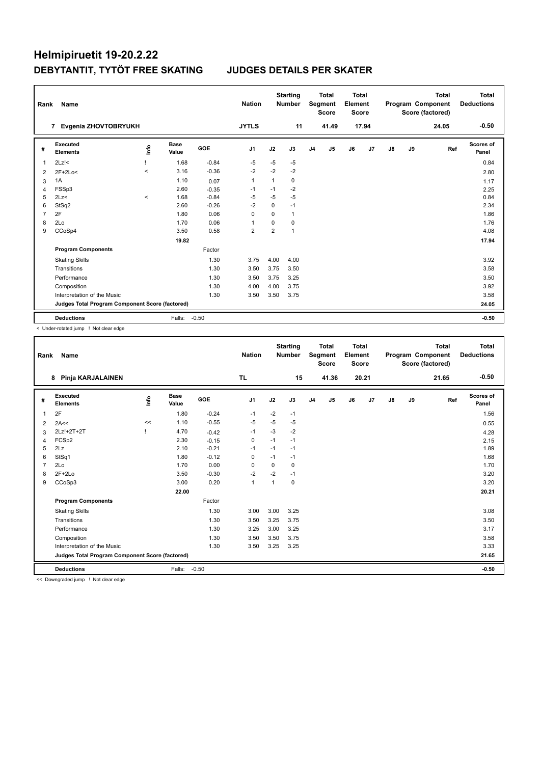# Helmipiruetit 19-20.2.22

## DEBYTANTIT, TYTÖT FREE SKATING JUDGES DETAILS PER SKATER

| Rank | Name | Nation | Starting Number | Total Segment Score | Total Element Score | Total Program Component Score (factored) | Total Deductions |
|---|---|---|---|---|---|---|---|
| 7 | Evgenia ZHOVTOBRYUKH | JYTLS | 11 | 41.49 | 17.94 | 24.05 | -0.50 |

| # | Executed Elements | Info | Base Value | GOE | J1 | J2 | J3 | J4 | J5 | J6 | J7 | J8 | J9 | Ref | Scores of Panel |
|---|---|---|---|---|---|---|---|---|---|---|---|---|---|---|---|
| 1 | 2Lz!< | ! | 1.68 | -0.84 | -5 | -5 | -5 | | | | | | | | 0.84 |
| 2 | 2F+2Lo< | < | 3.16 | -0.36 | -2 | -2 | -2 | | | | | | | | 2.80 |
| 3 | 1A | | 1.10 | 0.07 | 1 | 1 | 0 | | | | | | | | 1.17 |
| 4 | FSSp3 | | 2.60 | -0.35 | -1 | -1 | -2 | | | | | | | | 2.25 |
| 5 | 2Lz< | < | 1.68 | -0.84 | -5 | -5 | -5 | | | | | | | | 0.84 |
| 6 | StSq2 | | 2.60 | -0.26 | -2 | 0 | -1 | | | | | | | | 2.34 |
| 7 | 2F | | 1.80 | 0.06 | 0 | 0 | 1 | | | | | | | | 1.86 |
| 8 | 2Lo | | 1.70 | 0.06 | 1 | 0 | 0 | | | | | | | | 1.76 |
| 9 | CCoSp4 | | 3.50 | 0.58 | 2 | 2 | 1 | | | | | | | | 4.08 |
| | | | 19.82 | | | | | | | | | | | | 17.94 |
| | **Program Components** | | | Factor | | | | | | | | | | | |
| | Skating Skills | | | 1.30 | 3.75 | 4.00 | 4.00 | | | | | | | | 3.92 |
| | Transitions | | | 1.30 | 3.50 | 3.75 | 3.50 | | | | | | | | 3.58 |
| | Performance | | | 1.30 | 3.50 | 3.75 | 3.25 | | | | | | | | 3.50 |
| | Composition | | | 1.30 | 4.00 | 4.00 | 3.75 | | | | | | | | 3.92 |
| | Interpretation of the Music | | | 1.30 | 3.50 | 3.50 | 3.75 | | | | | | | | 3.58 |
| | **Judges Total Program Component Score (factored)** | | | | | | | | | | | | | | 24.05 |
| | **Deductions** | | Falls: | -0.50 | | | | | | | | | | | -0.50 |

< Under-rotated jump ! Not clear edge

| Rank | Name | Nation | Starting Number | Total Segment Score | Total Element Score | Total Program Component Score (factored) | Total Deductions |
|---|---|---|---|---|---|---|---|
| 8 | Pinja KARJALAINEN | TL | 15 | 41.36 | 20.21 | 21.65 | -0.50 |

| # | Executed Elements | Info | Base Value | GOE | J1 | J2 | J3 | J4 | J5 | J6 | J7 | J8 | J9 | Ref | Scores of Panel |
|---|---|---|---|---|---|---|---|---|---|---|---|---|---|---|---|
| 1 | 2F | | 1.80 | -0.24 | -1 | -2 | -1 | | | | | | | | 1.56 |
| 2 | 2A<< | << | 1.10 | -0.55 | -5 | -5 | -5 | | | | | | | | 0.55 |
| 3 | 2Lz!+2T+2T | ! | 4.70 | -0.42 | -1 | -3 | -2 | | | | | | | | 4.28 |
| 4 | FCSp2 | | 2.30 | -0.15 | 0 | -1 | -1 | | | | | | | | 2.15 |
| 5 | 2Lz | | 2.10 | -0.21 | -1 | -1 | -1 | | | | | | | | 1.89 |
| 6 | StSq1 | | 1.80 | -0.12 | 0 | -1 | -1 | | | | | | | | 1.68 |
| 7 | 2Lo | | 1.70 | 0.00 | 0 | 0 | 0 | | | | | | | | 1.70 |
| 8 | 2F+2Lo | | 3.50 | -0.30 | -2 | -2 | -1 | | | | | | | | 3.20 |
| 9 | CCoSp3 | | 3.00 | 0.20 | 1 | 1 | 0 | | | | | | | | 3.20 |
| | | | 22.00 | | | | | | | | | | | | 20.21 |
| | **Program Components** | | | Factor | | | | | | | | | | | |
| | Skating Skills | | | 1.30 | 3.00 | 3.00 | 3.25 | | | | | | | | 3.08 |
| | Transitions | | | 1.30 | 3.50 | 3.25 | 3.75 | | | | | | | | 3.50 |
| | Performance | | | 1.30 | 3.25 | 3.00 | 3.25 | | | | | | | | 3.17 |
| | Composition | | | 1.30 | 3.50 | 3.50 | 3.75 | | | | | | | | 3.58 |
| | Interpretation of the Music | | | 1.30 | 3.50 | 3.25 | 3.25 | | | | | | | | 3.33 |
| | **Judges Total Program Component Score (factored)** | | | | | | | | | | | | | | 21.65 |
| | **Deductions** | | Falls: | -0.50 | | | | | | | | | | | -0.50 |

<< Downgraded jump ! Not clear edge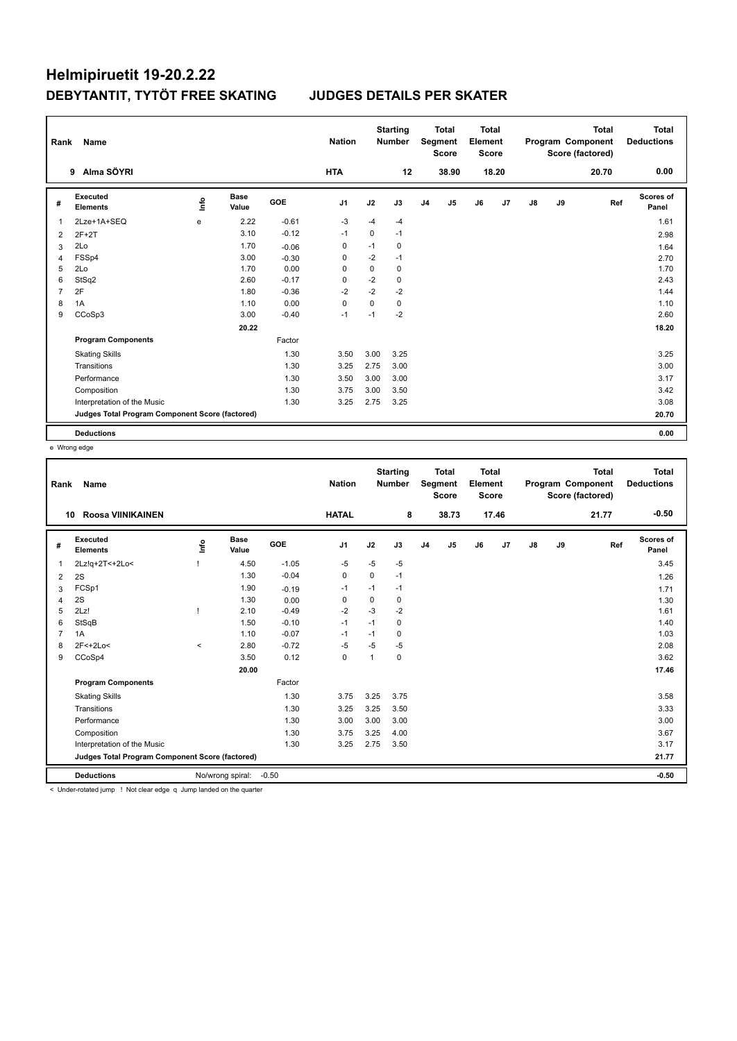# Helmipiruetit 19-20.2.22

## DEBYTANTIT, TYTÖT FREE SKATING    JUDGES DETAILS PER SKATER

| Rank | Name | Nation | Starting Number | Total Segment Score | Total Element Score | Total Program Component Score (factored) | Total Deductions |
|---|---|---|---|---|---|---|---|
| 9 | Alma SÖYRI | HTA | 12 | 38.90 | 18.20 | 20.70 | 0.00 |

| # | Executed Elements | Info | Base Value | GOE | J1 | J2 | J3 | J4 | J5 | J6 | J7 | J8 | J9 | Ref | Scores of Panel |
|---|---|---|---|---|---|---|---|---|---|---|---|---|---|---|---|
| 1 | 2Lze+1A+SEQ | e | 2.22 | -0.61 | -3 | -4 | -4 | | | | | | | | 1.61 |
| 2 | 2F+2T | | 3.10 | -0.12 | -1 | 0 | -1 | | | | | | | | 2.98 |
| 3 | 2Lo | | 1.70 | -0.06 | 0 | -1 | 0 | | | | | | | | 1.64 |
| 4 | FSSp4 | | 3.00 | -0.30 | 0 | -2 | -1 | | | | | | | | 2.70 |
| 5 | 2Lo | | 1.70 | 0.00 | 0 | 0 | 0 | | | | | | | | 1.70 |
| 6 | StSq2 | | 2.60 | -0.17 | 0 | -2 | 0 | | | | | | | | 2.43 |
| 7 | 2F | | 1.80 | -0.36 | -2 | -2 | -2 | | | | | | | | 1.44 |
| 8 | 1A | | 1.10 | 0.00 | 0 | 0 | 0 | | | | | | | | 1.10 |
| 9 | CCoSp3 | | 3.00 | -0.40 | -1 | -1 | -2 | | | | | | | | 2.60 |
| | | | 20.22 | | | | | | | | | | | | 18.20 |
| | **Program Components** | | | Factor | | | | | | | | | | | |
| | Skating Skills | | | 1.30 | 3.50 | 3.00 | 3.25 | | | | | | | | 3.25 |
| | Transitions | | | 1.30 | 3.25 | 2.75 | 3.00 | | | | | | | | 3.00 |
| | Performance | | | 1.30 | 3.50 | 3.00 | 3.00 | | | | | | | | 3.17 |
| | Composition | | | 1.30 | 3.75 | 3.00 | 3.50 | | | | | | | | 3.42 |
| | Interpretation of the Music | | | 1.30 | 3.25 | 2.75 | 3.25 | | | | | | | | 3.08 |
| | **Judges Total Program Component Score (factored)** | | | | | | | | | | | | | | 20.70 |
| | **Deductions** | | | | | | | | | | | | | | 0.00 |

e Wrong edge

| Rank | Name | Nation | Starting Number | Total Segment Score | Total Element Score | Total Program Component Score (factored) | Total Deductions |
|---|---|---|---|---|---|---|---|
| 10 | Roosa VIINIKAINEN | HATAL | 8 | 38.73 | 17.46 | 21.77 | -0.50 |

| # | Executed Elements | Info | Base Value | GOE | J1 | J2 | J3 | J4 | J5 | J6 | J7 | J8 | J9 | Ref | Scores of Panel |
|---|---|---|---|---|---|---|---|---|---|---|---|---|---|---|---|
| 1 | 2Lz!q+2T<+2Lo< | ! | 4.50 | -1.05 | -5 | -5 | -5 | | | | | | | | 3.45 |
| 2 | 2S | | 1.30 | -0.04 | 0 | 0 | -1 | | | | | | | | 1.26 |
| 3 | FCSp1 | | 1.90 | -0.19 | -1 | -1 | -1 | | | | | | | | 1.71 |
| 4 | 2S | | 1.30 | 0.00 | 0 | 0 | 0 | | | | | | | | 1.30 |
| 5 | 2Lz! | ! | 2.10 | -0.49 | -2 | -3 | -2 | | | | | | | | 1.61 |
| 6 | StSqB | | 1.50 | -0.10 | -1 | -1 | 0 | | | | | | | | 1.40 |
| 7 | 1A | | 1.10 | -0.07 | -1 | -1 | 0 | | | | | | | | 1.03 |
| 8 | 2F<+2Lo< | < | 2.80 | -0.72 | -5 | -5 | -5 | | | | | | | | 2.08 |
| 9 | CCoSp4 | | 3.50 | 0.12 | 0 | 1 | 0 | | | | | | | | 3.62 |
| | | | 20.00 | | | | | | | | | | | | 17.46 |
| | **Program Components** | | | Factor | | | | | | | | | | | |
| | Skating Skills | | | 1.30 | 3.75 | 3.25 | 3.75 | | | | | | | | 3.58 |
| | Transitions | | | 1.30 | 3.25 | 3.25 | 3.50 | | | | | | | | 3.33 |
| | Performance | | | 1.30 | 3.00 | 3.00 | 3.00 | | | | | | | | 3.00 |
| | Composition | | | 1.30 | 3.75 | 3.25 | 4.00 | | | | | | | | 3.67 |
| | Interpretation of the Music | | | 1.30 | 3.25 | 2.75 | 3.50 | | | | | | | | 3.17 |
| | **Judges Total Program Component Score (factored)** | | | | | | | | | | | | | | 21.77 |
| | **Deductions** | No/wrong spiral: | -0.50 | | | | | | | | | | | | -0.50 |

< Under-rotated jump ! Not clear edge q Jump landed on the quarter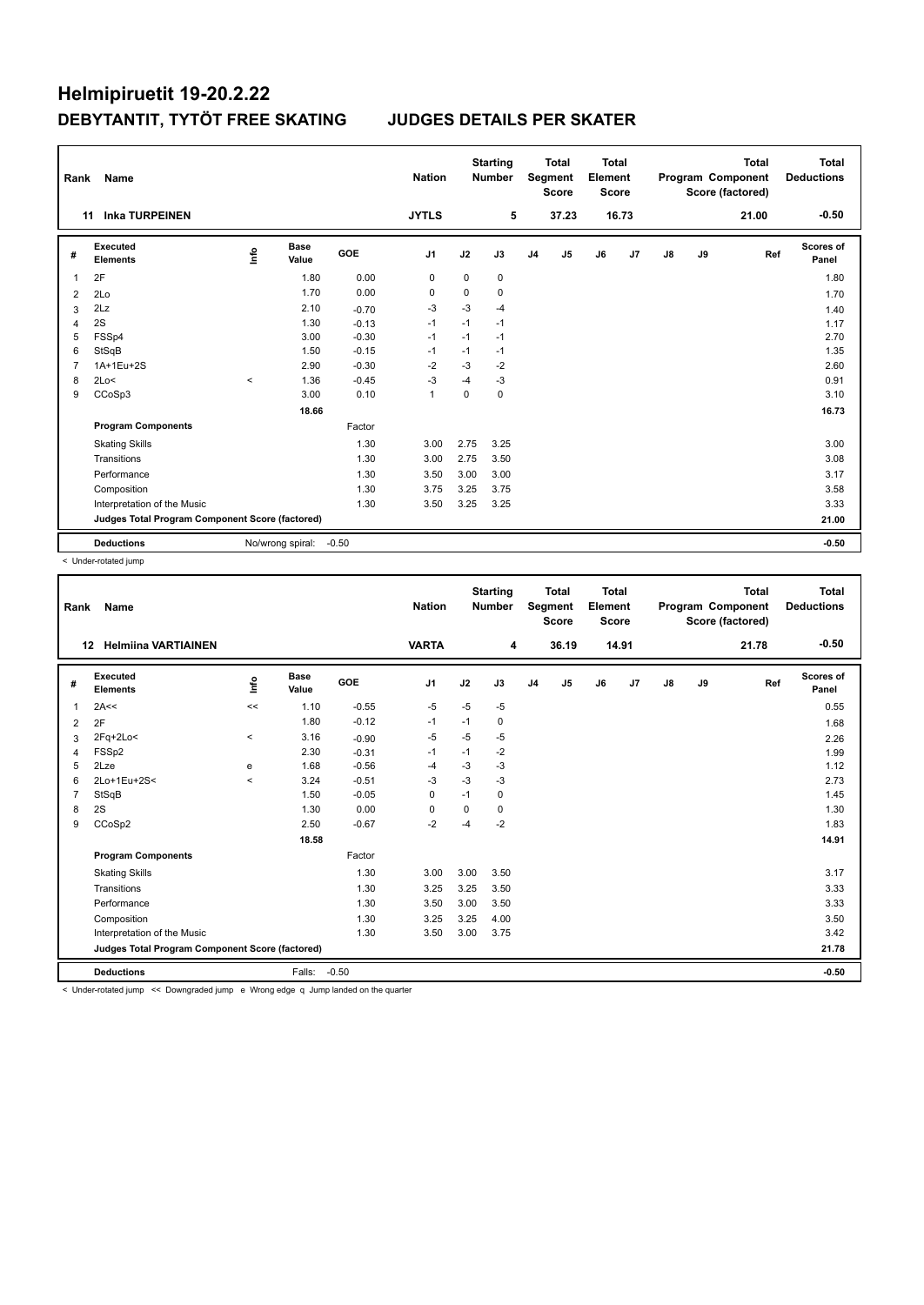# Helmipiruetit 19-20.2.22

## DEBYTANTIT, TYTÖT FREE SKATING    JUDGES DETAILS PER SKATER

| Rank | Name | Nation | Starting Number | Total Segment Score | Total Element Score | Total Program Component Score (factored) | Total Deductions |
|---|---|---|---|---|---|---|---|
| 11 | Inka TURPEINEN | JYTLS | 5 | 37.23 | 16.73 | 21.00 | -0.50 |

| # | Executed Elements | Info | Base Value | GOE | J1 | J2 | J3 | J4 | J5 | J6 | J7 | J8 | J9 | Ref | Scores of Panel |
|---|---|---|---|---|---|---|---|---|---|---|---|---|---|---|---|
| 1 | 2F | | 1.80 | 0.00 | 0 | 0 | 0 | | | | | | | | 1.80 |
| 2 | 2Lo | | 1.70 | 0.00 | 0 | 0 | 0 | | | | | | | | 1.70 |
| 3 | 2Lz | | 2.10 | -0.70 | -3 | -3 | -4 | | | | | | | | 1.40 |
| 4 | 2S | | 1.30 | -0.13 | -1 | -1 | -1 | | | | | | | | 1.17 |
| 5 | FSSp4 | | 3.00 | -0.30 | -1 | -1 | -1 | | | | | | | | 2.70 |
| 6 | StSqB | | 1.50 | -0.15 | -1 | -1 | -1 | | | | | | | | 1.35 |
| 7 | 1A+1Eu+2S | | 2.90 | -0.30 | -2 | -3 | -2 | | | | | | | | 2.60 |
| 8 | 2Lo< | < | 1.36 | -0.45 | -3 | -4 | -3 | | | | | | | | 0.91 |
| 9 | CCoSp3 | | 3.00 | 0.10 | 1 | 0 | 0 | | | | | | | | 3.10 |
| | | | 18.66 | | | | | | | | | | | | 16.73 |
| | **Program Components** | | | Factor | | | | | | | | | | | |
| | Skating Skills | | | 1.30 | 3.00 | 2.75 | 3.25 | | | | | | | | 3.00 |
| | Transitions | | | 1.30 | 3.00 | 2.75 | 3.50 | | | | | | | | 3.08 |
| | Performance | | | 1.30 | 3.50 | 3.00 | 3.00 | | | | | | | | 3.17 |
| | Composition | | | 1.30 | 3.75 | 3.25 | 3.75 | | | | | | | | 3.58 |
| | Interpretation of the Music | | | 1.30 | 3.50 | 3.25 | 3.25 | | | | | | | | 3.33 |
| | **Judges Total Program Component Score (factored)** | | | | | | | | | | | | | | 21.00 |
| | **Deductions** | | No/wrong spiral: | -0.50 | | | | | | | | | | | -0.50 |

< Under-rotated jump

| Rank | Name | Nation | Starting Number | Total Segment Score | Total Element Score | Total Program Component Score (factored) | Total Deductions |
|---|---|---|---|---|---|---|---|
| 12 | Helmiina VARTIAINEN | VARTA | 4 | 36.19 | 14.91 | 21.78 | -0.50 |

| # | Executed Elements | Info | Base Value | GOE | J1 | J2 | J3 | J4 | J5 | J6 | J7 | J8 | J9 | Ref | Scores of Panel |
|---|---|---|---|---|---|---|---|---|---|---|---|---|---|---|---|
| 1 | 2A<< | << | 1.10 | -0.55 | -5 | -5 | -5 | | | | | | | | 0.55 |
| 2 | 2F | | 1.80 | -0.12 | -1 | -1 | 0 | | | | | | | | 1.68 |
| 3 | 2Fq+2Lo< | < | 3.16 | -0.90 | -5 | -5 | -5 | | | | | | | | 2.26 |
| 4 | FSSp2 | | 2.30 | -0.31 | -1 | -1 | -2 | | | | | | | | 1.99 |
| 5 | 2Lze | e | 1.68 | -0.56 | -4 | -3 | -3 | | | | | | | | 1.12 |
| 6 | 2Lo+1Eu+2S< | < | 3.24 | -0.51 | -3 | -3 | -3 | | | | | | | | 2.73 |
| 7 | StSqB | | 1.50 | -0.05 | 0 | -1 | 0 | | | | | | | | 1.45 |
| 8 | 2S | | 1.30 | 0.00 | 0 | 0 | 0 | | | | | | | | 1.30 |
| 9 | CCoSp2 | | 2.50 | -0.67 | -2 | -4 | -2 | | | | | | | | 1.83 |
| | | | 18.58 | | | | | | | | | | | | 14.91 |
| | **Program Components** | | | Factor | | | | | | | | | | | |
| | Skating Skills | | | 1.30 | 3.00 | 3.00 | 3.50 | | | | | | | | 3.17 |
| | Transitions | | | 1.30 | 3.25 | 3.25 | 3.50 | | | | | | | | 3.33 |
| | Performance | | | 1.30 | 3.50 | 3.00 | 3.50 | | | | | | | | 3.33 |
| | Composition | | | 1.30 | 3.25 | 3.25 | 4.00 | | | | | | | | 3.50 |
| | Interpretation of the Music | | | 1.30 | 3.50 | 3.00 | 3.75 | | | | | | | | 3.42 |
| | **Judges Total Program Component Score (factored)** | | | | | | | | | | | | | | 21.78 |
| | **Deductions** | | Falls: | -0.50 | | | | | | | | | | | -0.50 |

< Under-rotated jump << Downgraded jump e Wrong edge q Jump landed on the quarter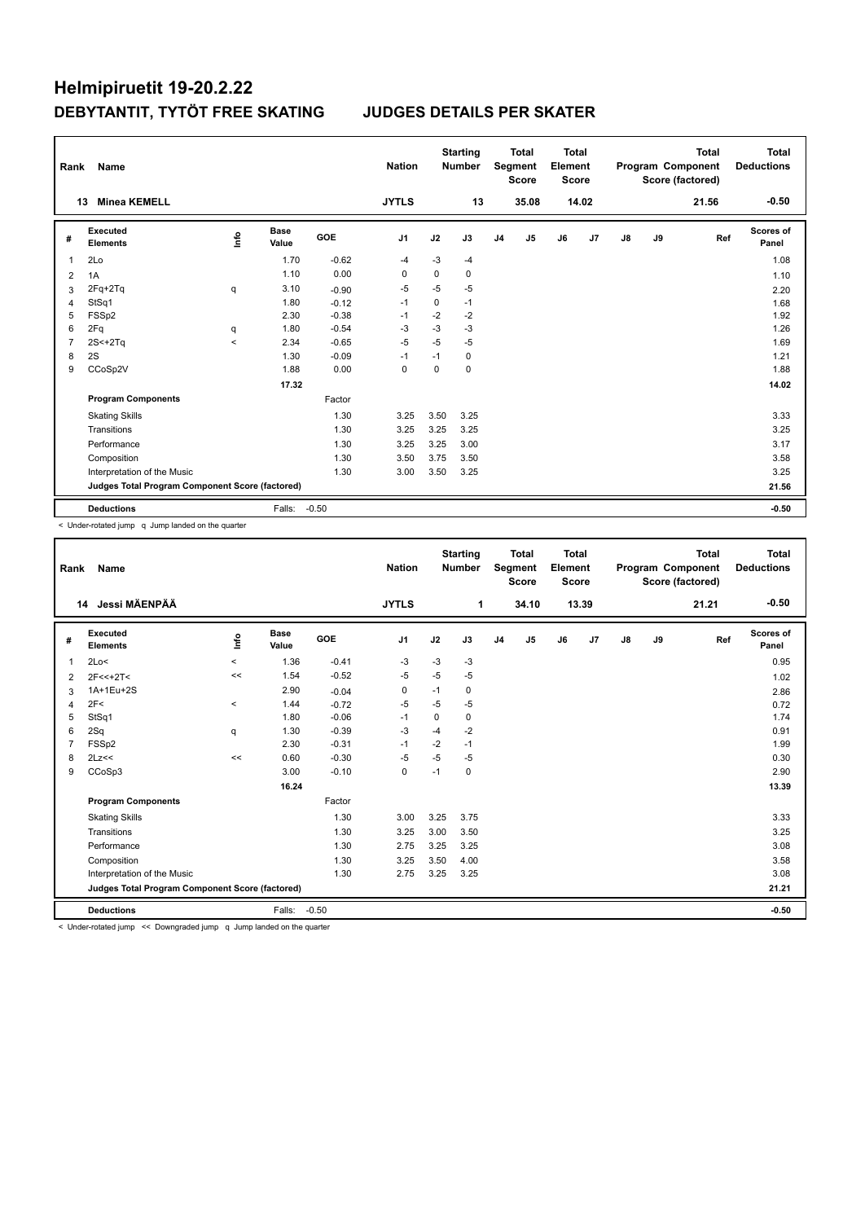# Helmipiruetit 19-20.2.22

## DEBYTANTIT, TYTÖT FREE SKATING    JUDGES DETAILS PER SKATER

| Rank | Name | Nation | Starting Number | Total Segment Score | Total Element Score | Total Program Component Score (factored) | Total Deductions |
|---|---|---|---|---|---|---|---|
| 13 | Minea KEMELL | JYTLS | 13 | 35.08 | 14.02 | 21.56 | -0.50 |

| # | Executed Elements | Info | Base Value | GOE | J1 | J2 | J3 | J4 | J5 | J6 | J7 | J8 | J9 | Ref | Scores of Panel |
|---|---|---|---|---|---|---|---|---|---|---|---|---|---|---|---|
| 1 | 2Lo | | 1.70 | -0.62 | -4 | -3 | -4 | | | | | | | | 1.08 |
| 2 | 1A | | 1.10 | 0.00 | 0 | 0 | 0 | | | | | | | | 1.10 |
| 3 | 2Fq+2Tq | q | 3.10 | -0.90 | -5 | -5 | -5 | | | | | | | | 2.20 |
| 4 | StSq1 | | 1.80 | -0.12 | -1 | 0 | -1 | | | | | | | | 1.68 |
| 5 | FSSp2 | | 2.30 | -0.38 | -1 | -2 | -2 | | | | | | | | 1.92 |
| 6 | 2Fq | q | 1.80 | -0.54 | -3 | -3 | -3 | | | | | | | | 1.26 |
| 7 | 2S<+2Tq | < | 2.34 | -0.65 | -5 | -5 | -5 | | | | | | | | 1.69 |
| 8 | 2S | | 1.30 | -0.09 | -1 | -1 | 0 | | | | | | | | 1.21 |
| 9 | CCoSp2V | | 1.88 | 0.00 | 0 | 0 | 0 | | | | | | | | 1.88 |
| | | | 17.32 | | | | | | | | | | | | 14.02 |
| | **Program Components** | | | Factor | | | | | | | | | | | |
| | Skating Skills | | | 1.30 | 3.25 | 3.50 | 3.25 | | | | | | | | 3.33 |
| | Transitions | | | 1.30 | 3.25 | 3.25 | 3.25 | | | | | | | | 3.25 |
| | Performance | | | 1.30 | 3.25 | 3.25 | 3.00 | | | | | | | | 3.17 |
| | Composition | | | 1.30 | 3.50 | 3.75 | 3.50 | | | | | | | | 3.58 |
| | Interpretation of the Music | | | 1.30 | 3.00 | 3.50 | 3.25 | | | | | | | | 3.25 |
| | **Judges Total Program Component Score (factored)** | | | | | | | | | | | | | | 21.56 |
| | **Deductions** | | Falls: | -0.50 | | | | | | | | | | | -0.50 |

< Under-rotated jump q Jump landed on the quarter

| Rank | Name | Nation | Starting Number | Total Segment Score | Total Element Score | Total Program Component Score (factored) | Total Deductions |
|---|---|---|---|---|---|---|---|
| 14 | Jessi MÄENPÄÄ | JYTLS | 1 | 34.10 | 13.39 | 21.21 | -0.50 |

| # | Executed Elements | Info | Base Value | GOE | J1 | J2 | J3 | J4 | J5 | J6 | J7 | J8 | J9 | Ref | Scores of Panel |
|---|---|---|---|---|---|---|---|---|---|---|---|---|---|---|---|
| 1 | 2Lo< | < | 1.36 | -0.41 | -3 | -3 | -3 | | | | | | | | 0.95 |
| 2 | 2F<<+2T< | << | 1.54 | -0.52 | -5 | -5 | -5 | | | | | | | | 1.02 |
| 3 | 1A+1Eu+2S | | 2.90 | -0.04 | 0 | -1 | 0 | | | | | | | | 2.86 |
| 4 | 2F< | < | 1.44 | -0.72 | -5 | -5 | -5 | | | | | | | | 0.72 |
| 5 | StSq1 | | 1.80 | -0.06 | -1 | 0 | 0 | | | | | | | | 1.74 |
| 6 | 2Sq | q | 1.30 | -0.39 | -3 | -4 | -2 | | | | | | | | 0.91 |
| 7 | FSSp2 | | 2.30 | -0.31 | -1 | -2 | -1 | | | | | | | | 1.99 |
| 8 | 2Lz<< | << | 0.60 | -0.30 | -5 | -5 | -5 | | | | | | | | 0.30 |
| 9 | CCoSp3 | | 3.00 | -0.10 | 0 | -1 | 0 | | | | | | | | 2.90 |
| | | | 16.24 | | | | | | | | | | | | 13.39 |
| | **Program Components** | | | Factor | | | | | | | | | | | |
| | Skating Skills | | | 1.30 | 3.00 | 3.25 | 3.75 | | | | | | | | 3.33 |
| | Transitions | | | 1.30 | 3.25 | 3.00 | 3.50 | | | | | | | | 3.25 |
| | Performance | | | 1.30 | 2.75 | 3.25 | 3.25 | | | | | | | | 3.08 |
| | Composition | | | 1.30 | 3.25 | 3.50 | 4.00 | | | | | | | | 3.58 |
| | Interpretation of the Music | | | 1.30 | 2.75 | 3.25 | 3.25 | | | | | | | | 3.08 |
| | **Judges Total Program Component Score (factored)** | | | | | | | | | | | | | | 21.21 |
| | **Deductions** | | Falls: | -0.50 | | | | | | | | | | | -0.50 |

< Under-rotated jump << Downgraded jump q Jump landed on the quarter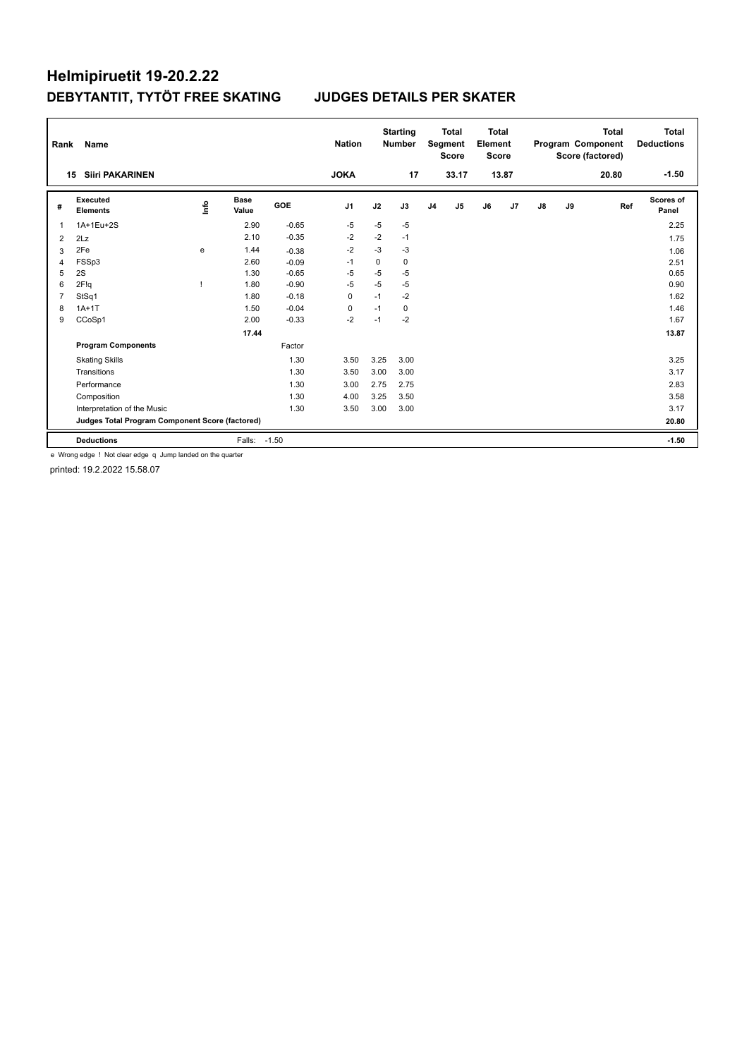# Helmipiruetit 19-20.2.22

## DEBYTANTIT, TYTÖT FREE SKATING JUDGES DETAILS PER SKATER

| Rank | Name | Nation | Starting Number | Total Segment Score | Total Element Score | Total Program Component Score (factored) | Total Deductions |
|---|---|---|---|---|---|---|---|
| 15 | Siiri PAKARINEN | JOKA | 17 | 33.17 | 13.87 | 20.80 | -1.50 |

| # | Executed Elements | Info | Base Value | GOE | J1 | J2 | J3 | J4 | J5 | J6 | J7 | J8 | J9 | Ref | Scores of Panel |
|---|---|---|---|---|---|---|---|---|---|---|---|---|---|---|---|
| 1 | 1A+1Eu+2S | | 2.90 | -0.65 | -5 | -5 | -5 | | | | | | | | 2.25 |
| 2 | 2Lz | | 2.10 | -0.35 | -2 | -2 | -1 | | | | | | | | 1.75 |
| 3 | 2Fe | e | 1.44 | -0.38 | -2 | -3 | -3 | | | | | | | | 1.06 |
| 4 | FSSp3 | | 2.60 | -0.09 | -1 | 0 | 0 | | | | | | | | 2.51 |
| 5 | 2S | | 1.30 | -0.65 | -5 | -5 | -5 | | | | | | | | 0.65 |
| 6 | 2F!q | ! | 1.80 | -0.90 | -5 | -5 | -5 | | | | | | | | 0.90 |
| 7 | StSq1 | | 1.80 | -0.18 | 0 | -1 | -2 | | | | | | | | 1.62 |
| 8 | 1A+1T | | 1.50 | -0.04 | 0 | -1 | 0 | | | | | | | | 1.46 |
| 9 | CCoSp1 | | 2.00 | -0.33 | -2 | -1 | -2 | | | | | | | | 1.67 |
| | | | 17.44 | | | | | | | | | | | | 13.87 |
| | **Program Components** | | | Factor | | | | | | | | | | | |
| | Skating Skills | | | 1.30 | 3.50 | 3.25 | 3.00 | | | | | | | | 3.25 |
| | Transitions | | | 1.30 | 3.50 | 3.00 | 3.00 | | | | | | | | 3.17 |
| | Performance | | | 1.30 | 3.00 | 2.75 | 2.75 | | | | | | | | 2.83 |
| | Composition | | | 1.30 | 4.00 | 3.25 | 3.50 | | | | | | | | 3.58 |
| | Interpretation of the Music | | | 1.30 | 3.50 | 3.00 | 3.00 | | | | | | | | 3.17 |
| | **Judges Total Program Component Score (factored)** | | | | | | | | | | | | | | 20.80 |
| | **Deductions** | | Falls: | -1.50 | | | | | | | | | | | -1.50 |

e Wrong edge ! Not clear edge q Jump landed on the quarter

printed: 19.2.2022 15.58.07